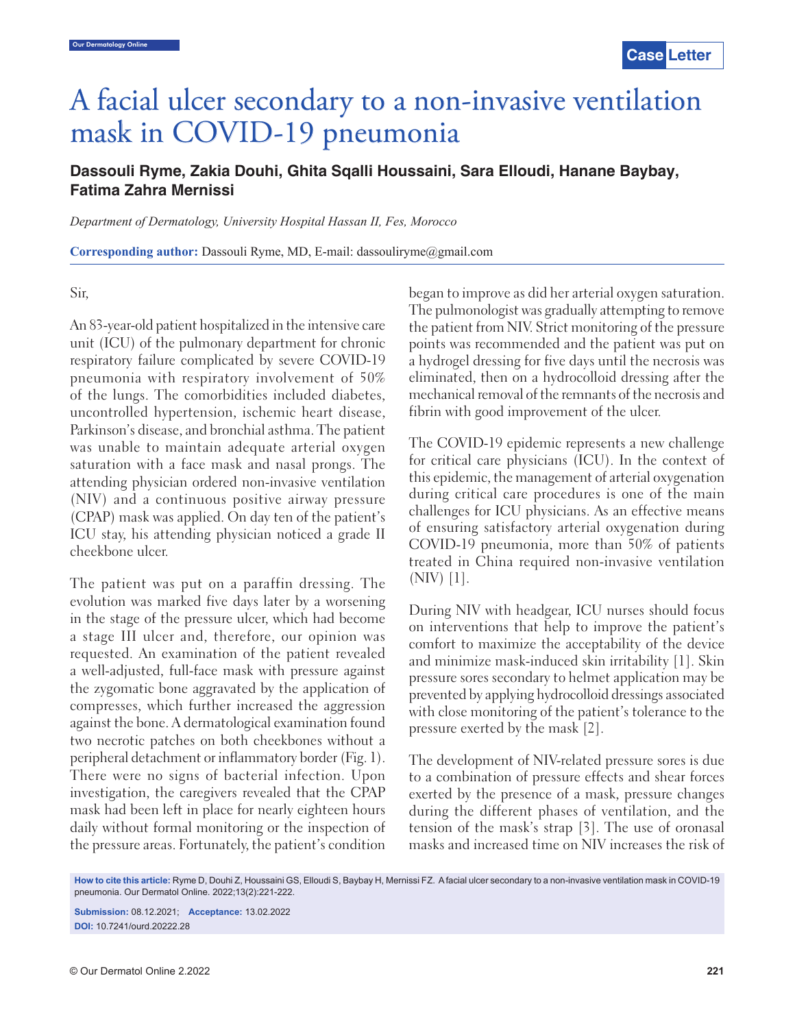# A facial ulcer secondary to a non-invasive ventilation mask in COVID-19 pneumonia

**Dassouli Ryme, Zakia Douhi, Ghita Sqalli Houssaini, Sara Elloudi, Hanane Baybay, Fatima Zahra Mernissi**

*Department of Dermatology, University Hospital Hassan II, Fes, Morocco*

**Corresponding author:** Dassouli Ryme, MD, E-mail: dassouliryme@gmail.com

Sir,

An 83-year-old patient hospitalized in the intensive care unit (ICU) of the pulmonary department for chronic respiratory failure complicated by severe COVID-19 pneumonia with respiratory involvement of 50% of the lungs. The comorbidities included diabetes, uncontrolled hypertension, ischemic heart disease, Parkinson's disease, and bronchial asthma. The patient was unable to maintain adequate arterial oxygen saturation with a face mask and nasal prongs. The attending physician ordered non-invasive ventilation (NIV) and a continuous positive airway pressure (CPAP) mask was applied. On day ten of the patient's ICU stay, his attending physician noticed a grade II cheekbone ulcer.

The patient was put on a paraffin dressing. The evolution was marked five days later by a worsening in the stage of the pressure ulcer, which had become a stage III ulcer and, therefore, our opinion was requested. An examination of the patient revealed a well-adjusted, full-face mask with pressure against the zygomatic bone aggravated by the application of compresses, which further increased the aggression against the bone. A dermatological examination found two necrotic patches on both cheekbones without a peripheral detachment or inflammatory border (Fig. 1). There were no signs of bacterial infection. Upon investigation, the caregivers revealed that the CPAP mask had been left in place for nearly eighteen hours daily without formal monitoring or the inspection of the pressure areas. Fortunately, the patient's condition began to improve as did her arterial oxygen saturation. The pulmonologist was gradually attempting to remove the patient from NIV. Strict monitoring of the pressure points was recommended and the patient was put on a hydrogel dressing for five days until the necrosis was eliminated, then on a hydrocolloid dressing after the mechanical removal of the remnants of the necrosis and fibrin with good improvement of the ulcer.

The COVID-19 epidemic represents a new challenge for critical care physicians (ICU). In the context of this epidemic, the management of arterial oxygenation during critical care procedures is one of the main challenges for ICU physicians. As an effective means of ensuring satisfactory arterial oxygenation during COVID-19 pneumonia, more than 50% of patients treated in China required non-invasive ventilation (NIV) [1].

During NIV with headgear, ICU nurses should focus on interventions that help to improve the patient's comfort to maximize the acceptability of the device and minimize mask-induced skin irritability [1]. Skin pressure sores secondary to helmet application may be prevented by applying hydrocolloid dressings associated with close monitoring of the patient's tolerance to the pressure exerted by the mask [2].

The development of NIV-related pressure sores is due to a combination of pressure effects and shear forces exerted by the presence of a mask, pressure changes during the different phases of ventilation, and the tension of the mask's strap [3]. The use of oronasal masks and increased time on NIV increases the risk of

**How to cite this article:** Ryme D, Douhi Z, Houssaini GS, Elloudi S, Baybay H, Mernissi FZ. A facial ulcer secondary to a non-invasive ventilation mask in COVID-19 pneumonia. Our Dermatol Online. 2022;13(2):221-222.

**Submission:** 08.12.2021; **Acceptance:** 13.02.2022

**DOI:** 10.7241/ourd.20222.28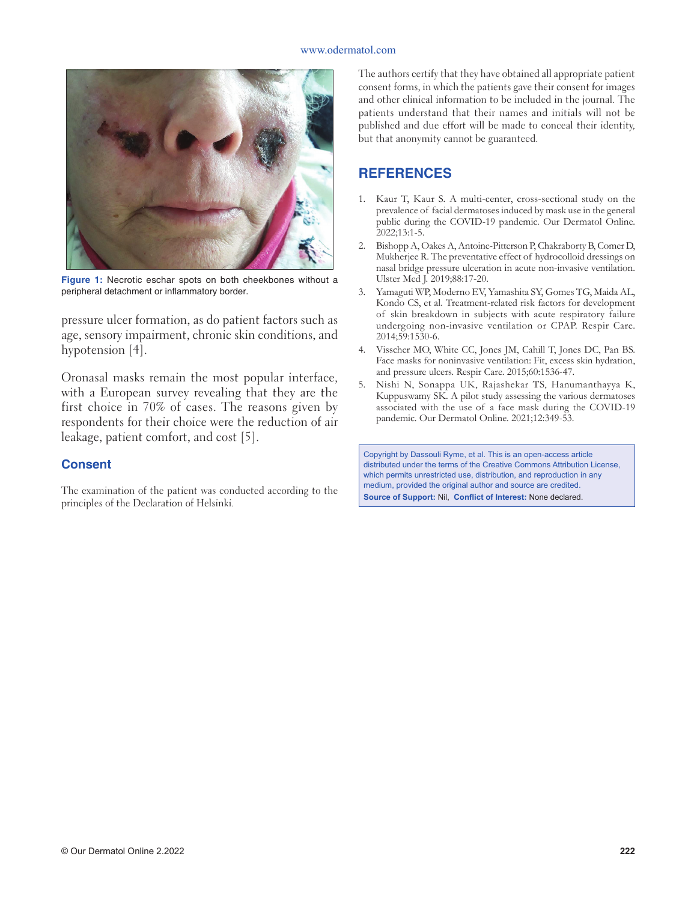Figure 1: Necrotic eschar spots on both cheekbones without a peripheral detachment or inflammatory border.

pressure ulcer formation, as do patient factors such as age, sensory impairment, chronic skin conditions, and hypotension [4].

Oronasal masks remain the most popular interface, with a European survey revealing that they are the first choice in 70% of cases. The reasons given by respondents for their choice were the reduction of air leakage, patient comfort, and cost [5].

## Consent

The examination of the patient was conducted according to the principles of the Declaration of Helsinki.

The authors certify that they have obtained all appropriate patient consent forms, in which the patients gave their consent for images and other clinical information to be included in the journal. The patients understand that their names and initials will not be published and due effort will be made to conceal their identity, but that anonymity cannot be guaranteed.

## REFERENCES

1. Kaur T, Kaur S. A multi-center, cross-sectional study on the prevalence of facial dermatoses induced by mask use in the general public during the COVID-19 pandemic. Our Dermatol Online. 2022;13:1-5.
2. Bishopp A, Oakes A, Antoine-Pitterson P, Chakraborty B, Comer D, Mukherjee R. The preventative effect of hydrocolloid dressings on nasal bridge pressure ulceration in acute non-invasive ventilation. Ulster Med J. 2019;88:17-20.
3. Yamaguti WP, Moderno EV, Yamashita SY, Gomes TG, Maida AL, Kondo CS, et al. Treatment-related risk factors for development of skin breakdown in subjects with acute respiratory failure undergoing non-invasive ventilation or CPAP. Respir Care. 2014;59:1530-6.
4. Visscher MO, White CC, Jones JM, Cahill T, Jones DC, Pan BS. Face masks for noninvasive ventilation: Fit, excess skin hydration, and pressure ulcers. Respir Care. 2015;60:1536-47.
5. Nishi N, Sonappa UK, Rajashekar TS, Hanumanthayya K, Kuppuswamy SK. A pilot study assessing the various dermatoses associated with the use of a face mask during the COVID-19 pandemic. Our Dermatol Online. 2021;12:349-53.

Copyright by Dassouli Ryme, et al. This is an open-access article distributed under the terms of the Creative Commons Attribution License, which permits unrestricted use, distribution, and reproduction in any medium, provided the original author and source are credited.

**Source of Support:** Nil, **Conflict of Interest:** None declared.